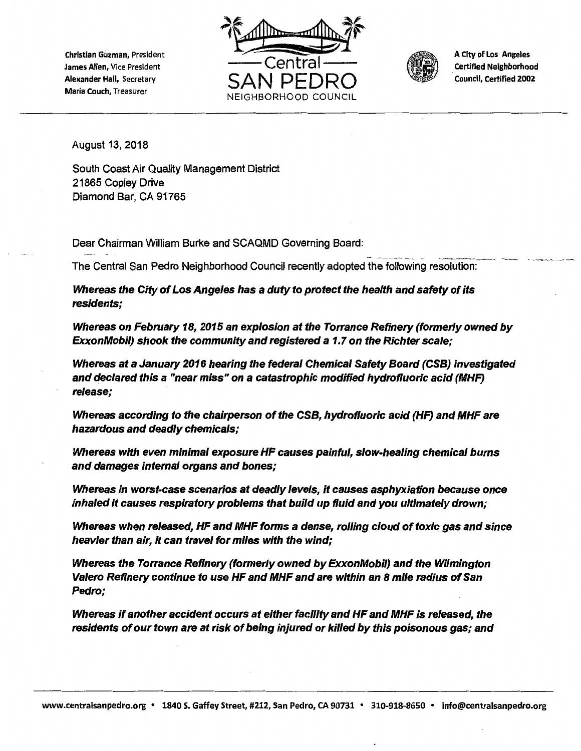Christian Guzman, President
James Allen, Vice President
Alexander Hall, Secretary
Maria Couch, Treasurer

Central
SAN PEDRO
NEIGHBORHOOD COUNCIL

A City of Los Angeles
Certified Neighborhood
Council, Certified 2002

August 13, 2018

South Coast Air Quality Management District
21865 Copley Drive
Diamond Bar, CA 91765

Dear Chairman William Burke and SCAQMD Governing Board:

The Central San Pedro Neighborhood Council recently adopted the following resolution:

***Whereas the City of Los Angeles has a duty to protect the health and safety of its residents;***

***Whereas on February 18, 2015 an explosion at the Torrance Refinery (formerly owned by ExxonMobil) shook the community and registered a 1.7 on the Richter scale;***

***Whereas at a January 2016 hearing the federal Chemical Safety Board (CSB) investigated and declared this a "near miss" on a catastrophic modified hydrofluoric acid (MHF) release;***

***Whereas according to the chairperson of the CSB, hydrofluoric acid (HF) and MHF are hazardous and deadly chemicals;***

***Whereas with even minimal exposure HF causes painful, slow-healing chemical burns and damages internal organs and bones;***

***Whereas in worst-case scenarios at deadly levels, it causes asphyxiation because once inhaled it causes respiratory problems that build up fluid and you ultimately drown;***

***Whereas when released, HF and MHF forms a dense, rolling cloud of toxic gas and since heavier than air, it can travel for miles with the wind;***

***Whereas the Torrance Refinery (formerly owned by ExxonMobil) and the Wilmington Valero Refinery continue to use HF and MHF and are within an 8 mile radius of San Pedro;***

***Whereas if another accident occurs at either facility and HF and MHF is released, the residents of our town are at risk of being injured or killed by this poisonous gas; and***

www.centralsanpedro.org • 1840 S. Gaffey Street, #212, San Pedro, CA 90731 • 310-918-8650 • info@centralsanpedro.org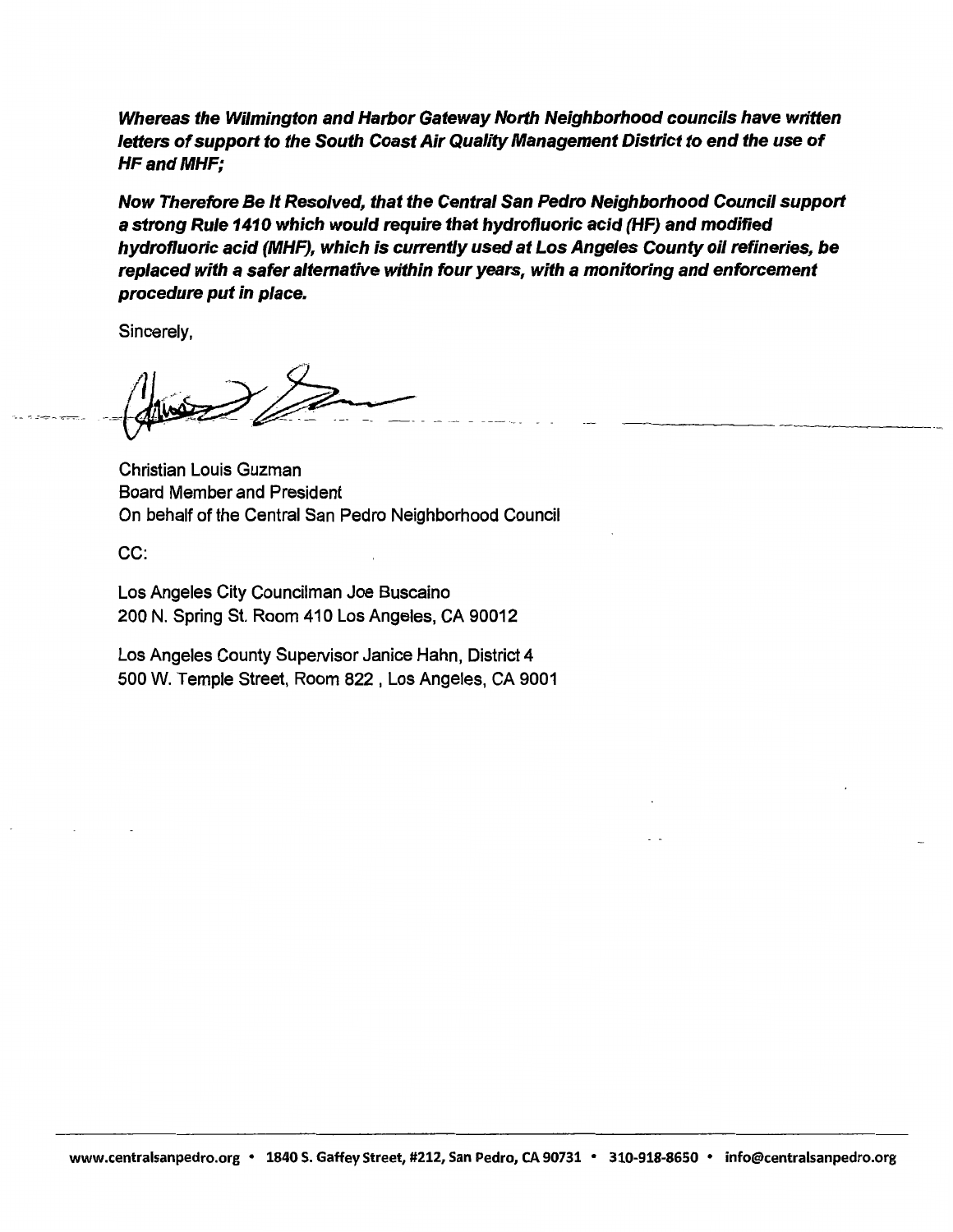***Whereas the Wilmington and Harbor Gateway North Neighborhood councils have written letters of support to the South Coast Air Quality Management District to end the use of HF and MHF;***

***Now Therefore Be It Resolved, that the Central San Pedro Neighborhood Council support a strong Rule 1410 which would require that hydrofluoric acid (HF) and modified hydrofluoric acid (MHF), which is currently used at Los Angeles County oil refineries, be replaced with a safer alternative within four years, with a monitoring and enforcement procedure put in place.***

Sincerely,

Christian Louis Guzman
Board Member and President
On behalf of the Central San Pedro Neighborhood Council

CC:

Los Angeles City Councilman Joe Buscaino
200 N. Spring St. Room 410 Los Angeles, CA 90012

Los Angeles County Supervisor Janice Hahn, District 4
500 W. Temple Street, Room 822 , Los Angeles, CA 9001

www.centralsanpedro.org • 1840 S. Gaffey Street, #212, San Pedro, CA 90731 • 310-918-8650 • info@centralsanpedro.org